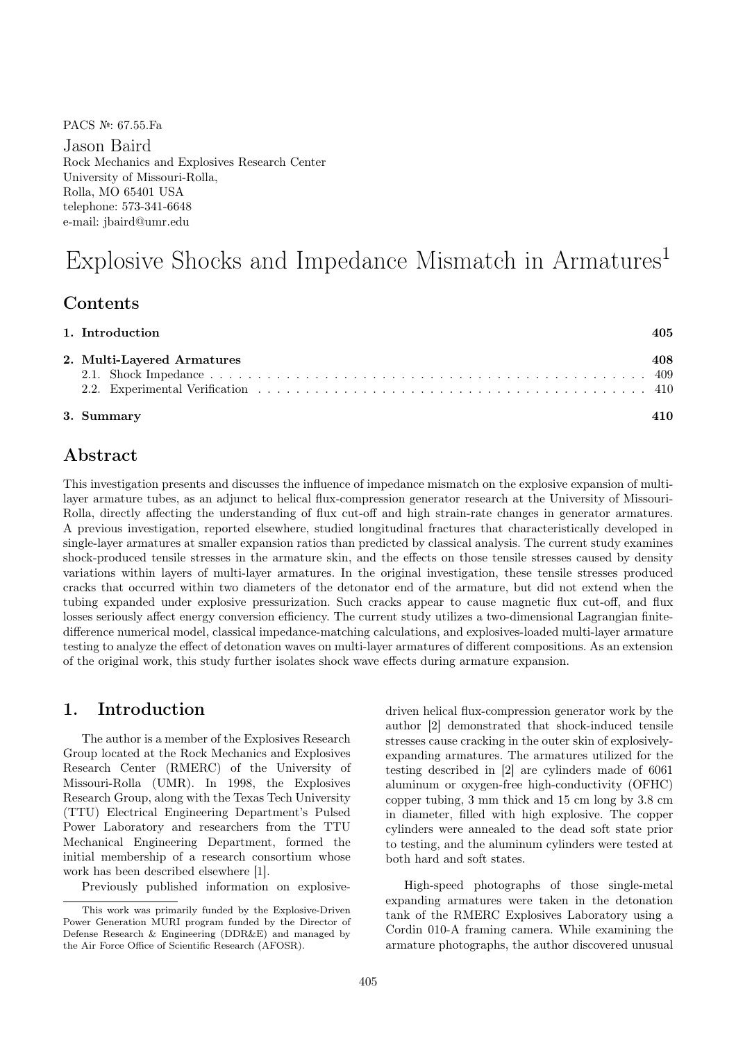PACS №: 67.55.Fa

Jason Baird
Rock Mechanics and Explosives Research Center
University of Missouri-Rolla,
Rolla, MO 65401 USA
telephone: 573-341-6648
e-mail: jbaird@umr.edu

# Explosive Shocks and Impedance Mismatch in Armatures[1]

## Contents

| | |
|---|---|
| **1. Introduction** | **405** |
| **2. Multi-Layered Armatures** | **408** |
| 2.1. Shock Impedance | 409 |
| 2.2. Experimental Verification | 410 |
| **3. Summary** | **410** |

## Abstract

This investigation presents and discusses the influence of impedance mismatch on the explosive expansion of multi-layer armature tubes, as an adjunct to helical flux-compression generator research at the University of Missouri-Rolla, directly affecting the understanding of flux cut-off and high strain-rate changes in generator armatures. A previous investigation, reported elsewhere, studied longitudinal fractures that characteristically developed in single-layer armatures at smaller expansion ratios than predicted by classical analysis. The current study examines shock-produced tensile stresses in the armature skin, and the effects on those tensile stresses caused by density variations within layers of multi-layer armatures. In the original investigation, these tensile stresses produced cracks that occurred within two diameters of the detonator end of the armature, but did not extend when the tubing expanded under explosive pressurization. Such cracks appear to cause magnetic flux cut-off, and flux losses seriously affect energy conversion efficiency. The current study utilizes a two-dimensional Lagrangian finite-difference numerical model, classical impedance-matching calculations, and explosives-loaded multi-layer armature testing to analyze the effect of detonation waves on multi-layer armatures of different compositions. As an extension of the original work, this study further isolates shock wave effects during armature expansion.

## 1. Introduction

The author is a member of the Explosives Research Group located at the Rock Mechanics and Explosives Research Center (RMERC) of the University of Missouri-Rolla (UMR). In 1998, the Explosives Research Group, along with the Texas Tech University (TTU) Electrical Engineering Department's Pulsed Power Laboratory and researchers from the TTU Mechanical Engineering Department, formed the initial membership of a research consortium whose work has been described elsewhere [1].

Previously published information on explosive-driven helical flux-compression generator work by the author [2] demonstrated that shock-induced tensile stresses cause cracking in the outer skin of explosively-expanding armatures. The armatures utilized for the testing described in [2] are cylinders made of 6061 aluminum or oxygen-free high-conductivity (OFHC) copper tubing, 3 mm thick and 15 cm long by 3.8 cm in diameter, filled with high explosive. The copper cylinders were annealed to the dead soft state prior to testing, and the aluminum cylinders were tested at both hard and soft states.

High-speed photographs of those single-metal expanding armatures were taken in the detonation tank of the RMERC Explosives Laboratory using a Cordin 010-A framing camera. While examining the armature photographs, the author discovered unusual

[1] This work was primarily funded by the Explosive-Driven Power Generation MURI program funded by the Director of Defense Research & Engineering (DDR&E) and managed by the Air Force Office of Scientific Research (AFOSR).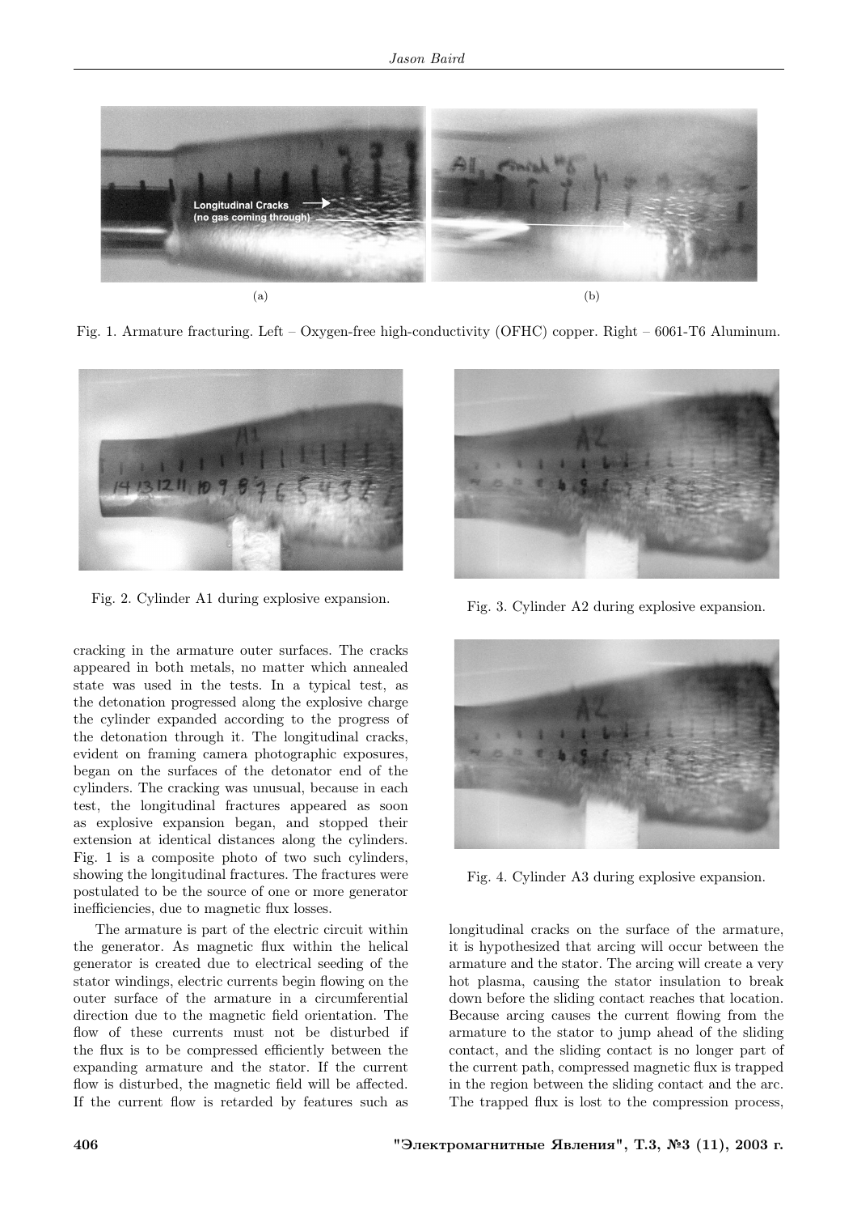(a)

(b)

Fig. 1. Armature fracturing. Left – Oxygen-free high-conductivity (OFHC) copper. Right – 6061-T6 Aluminum.

Fig. 2. Cylinder A1 during explosive expansion.

Fig. 3. Cylinder A2 during explosive expansion.

Fig. 4. Cylinder A3 during explosive expansion.

cracking in the armature outer surfaces. The cracks appeared in both metals, no matter which annealed state was used in the tests. In a typical test, as the detonation progressed along the explosive charge the cylinder expanded according to the progress of the detonation through it. The longitudinal cracks, evident on framing camera photographic exposures, began on the surfaces of the detonator end of the cylinders. The cracking was unusual, because in each test, the longitudinal fractures appeared as soon as explosive expansion began, and stopped their extension at identical distances along the cylinders. Fig. 1 is a composite photo of two such cylinders, showing the longitudinal fractures. The fractures were postulated to be the source of one or more generator inefficiencies, due to magnetic flux losses.

The armature is part of the electric circuit within the generator. As magnetic flux within the helical generator is created due to electrical seeding of the stator windings, electric currents begin flowing on the outer surface of the armature in a circumferential direction due to the magnetic field orientation. The flow of these currents must not be disturbed if the flux is to be compressed efficiently between the expanding armature and the stator. If the current flow is disturbed, the magnetic field will be affected. If the current flow is retarded by features such as longitudinal cracks on the surface of the armature, it is hypothesized that arcing will occur between the armature and the stator. The arcing will create a very hot plasma, causing the stator insulation to break down before the sliding contact reaches that location. Because arcing causes the current flowing from the armature to the stator to jump ahead of the sliding contact, and the sliding contact is no longer part of the current path, compressed magnetic flux is trapped in the region between the sliding contact and the arc. The trapped flux is lost to the compression process,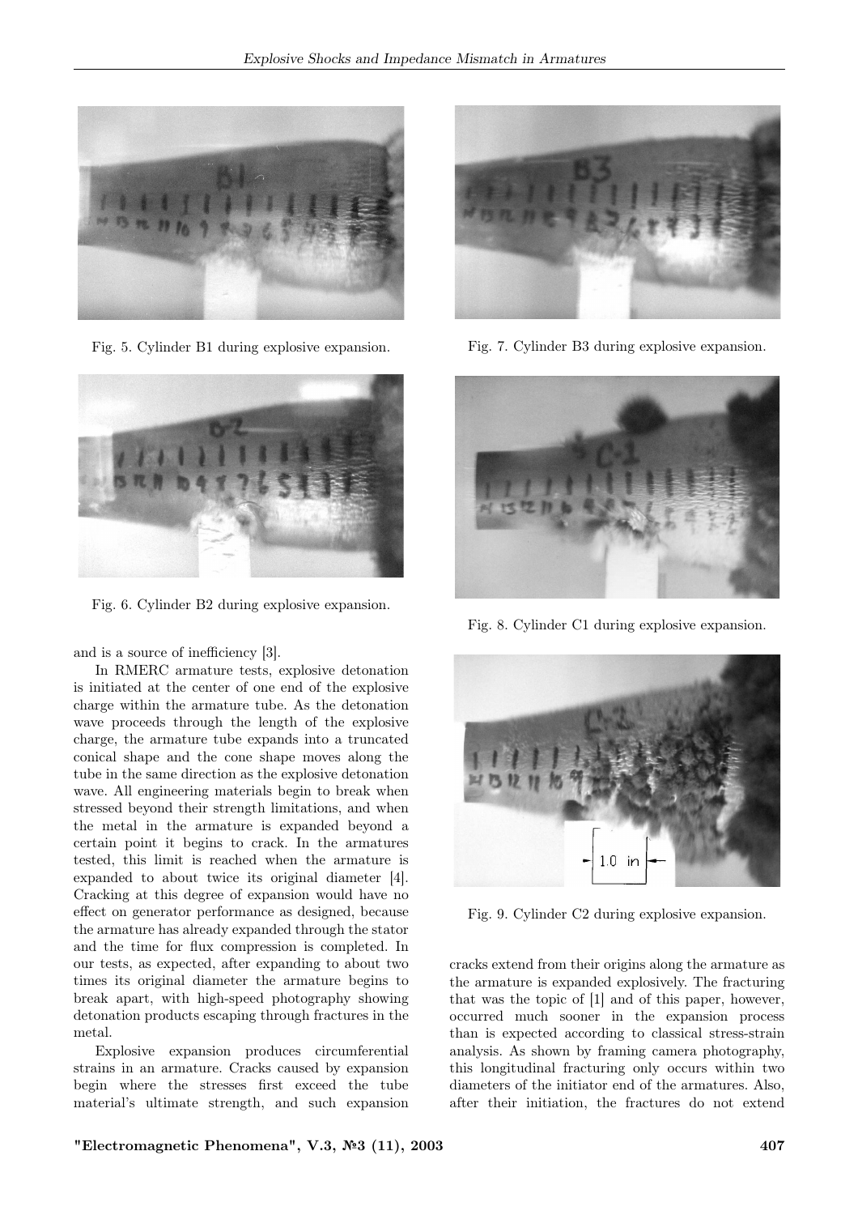Fig. 5. Cylinder B1 during explosive expansion.

Fig. 6. Cylinder B2 during explosive expansion.

Fig. 7. Cylinder B3 during explosive expansion.

Fig. 8. Cylinder C1 during explosive expansion.

Fig. 9. Cylinder C2 during explosive expansion.

and is a source of inefficiency [3].

In RMERC armature tests, explosive detonation is initiated at the center of one end of the explosive charge within the armature tube. As the detonation wave proceeds through the length of the explosive charge, the armature tube expands into a truncated conical shape and the cone shape moves along the tube in the same direction as the explosive detonation wave. All engineering materials begin to break when stressed beyond their strength limitations, and when the metal in the armature is expanded beyond a certain point it begins to crack. In the armatures tested, this limit is reached when the armature is expanded to about twice its original diameter [4]. Cracking at this degree of expansion would have no effect on generator performance as designed, because the armature has already expanded through the stator and the time for flux compression is completed. In our tests, as expected, after expanding to about two times its original diameter the armature begins to break apart, with high-speed photography showing detonation products escaping through fractures in the metal.

Explosive expansion produces circumferential strains in an armature. Cracks caused by expansion begin where the stresses first exceed the tube material's ultimate strength, and such expansion cracks extend from their origins along the armature as the armature is expanded explosively. The fracturing that was the topic of [1] and of this paper, however, occurred much sooner in the expansion process than is expected according to classical stress-strain analysis. As shown by framing camera photography, this longitudinal fracturing only occurs within two diameters of the initiator end of the armatures. Also, after their initiation, the fractures do not extend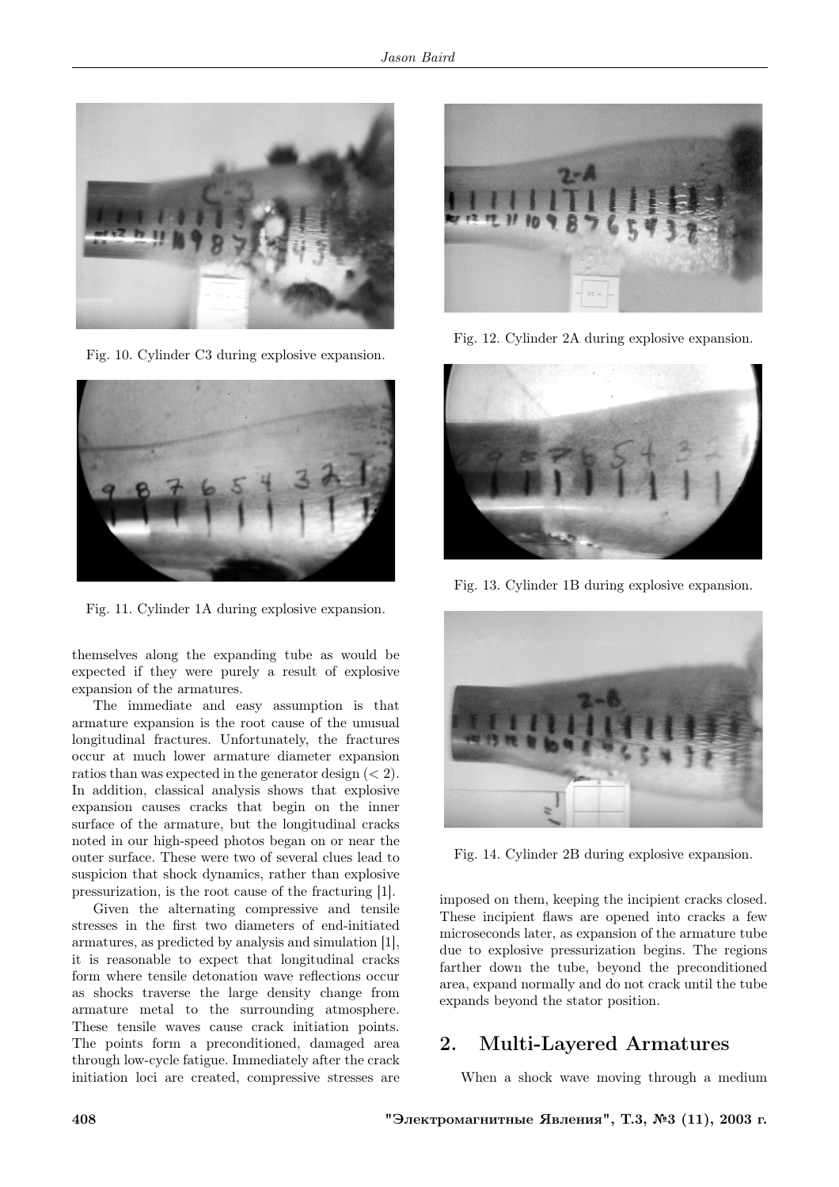Fig. 10. Cylinder C3 during explosive expansion.

Fig. 11. Cylinder 1A during explosive expansion.

Fig. 12. Cylinder 2A during explosive expansion.

Fig. 13. Cylinder 1B during explosive expansion.

Fig. 14. Cylinder 2B during explosive expansion.

themselves along the expanding tube as would be expected if they were purely a result of explosive expansion of the armatures.

The immediate and easy assumption is that armature expansion is the root cause of the unusual longitudinal fractures. Unfortunately, the fractures occur at much lower armature diameter expansion ratios than was expected in the generator design ($< 2$). In addition, classical analysis shows that explosive expansion causes cracks that begin on the inner surface of the armature, but the longitudinal cracks noted in our high-speed photos began on or near the outer surface. These were two of several clues lead to suspicion that shock dynamics, rather than explosive pressurization, is the root cause of the fracturing [1].

Given the alternating compressive and tensile stresses in the first two diameters of end-initiated armatures, as predicted by analysis and simulation [1], it is reasonable to expect that longitudinal cracks form where tensile detonation wave reflections occur as shocks traverse the large density change from armature metal to the surrounding atmosphere. These tensile waves cause crack initiation points. The points form a preconditioned, damaged area through low-cycle fatigue. Immediately after the crack initiation loci are created, compressive stresses are imposed on them, keeping the incipient cracks closed. These incipient flaws are opened into cracks a few microseconds later, as expansion of the armature tube due to explosive pressurization begins. The regions farther down the tube, beyond the preconditioned area, expand normally and do not crack until the tube expands beyond the stator position.

## 2. Multi-Layered Armatures

When a shock wave moving through a medium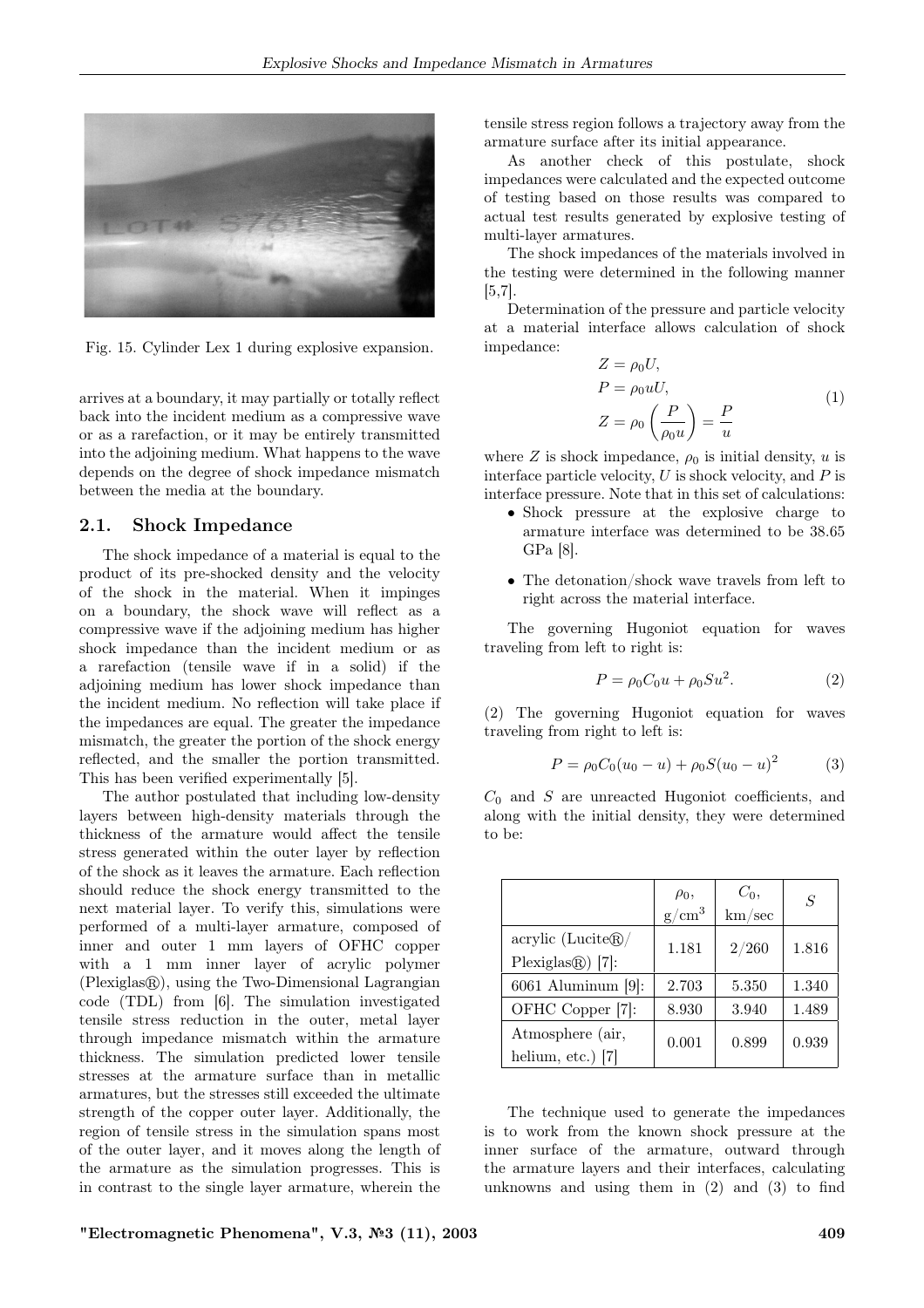Fig. 15. Cylinder Lex 1 during explosive expansion.

arrives at a boundary, it may partially or totally reflect back into the incident medium as a compressive wave or as a rarefaction, or it may be entirely transmitted into the adjoining medium. What happens to the wave depends on the degree of shock impedance mismatch between the media at the boundary.

## 2.1. Shock Impedance

The shock impedance of a material is equal to the product of its pre-shocked density and the velocity of the shock in the material. When it impinges on a boundary, the shock wave will reflect as a compressive wave if the adjoining medium has higher shock impedance than the incident medium or as a rarefaction (tensile wave if in a solid) if the adjoining medium has lower shock impedance than the incident medium. No reflection will take place if the impedances are equal. The greater the impedance mismatch, the greater the portion of the shock energy reflected, and the smaller the portion transmitted. This has been verified experimentally [5].

The author postulated that including low-density layers between high-density materials through the thickness of the armature would affect the tensile stress generated within the outer layer by reflection of the shock as it leaves the armature. Each reflection should reduce the shock energy transmitted to the next material layer. To verify this, simulations were performed of a multi-layer armature, composed of inner and outer 1 mm layers of OFHC copper with a 1 mm inner layer of acrylic polymer (Plexiglas®), using the Two-Dimensional Lagrangian code (TDL) from [6]. The simulation investigated tensile stress reduction in the outer, metal layer through impedance mismatch within the armature thickness. The simulation predicted lower tensile stresses at the armature surface than in metallic armatures, but the stresses still exceeded the ultimate strength of the copper outer layer. Additionally, the region of tensile stress in the simulation spans most of the outer layer, and it moves along the length of the armature as the simulation progresses. This is in contrast to the single layer armature, wherein the tensile stress region follows a trajectory away from the armature surface after its initial appearance.

As another check of this postulate, shock impedances were calculated and the expected outcome of testing based on those results was compared to actual test results generated by explosive testing of multi-layer armatures.

The shock impedances of the materials involved in the testing were determined in the following manner [5,7].

Determination of the pressure and particle velocity at a material interface allows calculation of shock impedance:

$$
\begin{aligned}
Z &= \rho_0 U, \\
P &= \rho_0 u U, \\
Z &= \rho_0 \left( \frac{P}{\rho_0 u} \right) = \frac{P}{u}
\end{aligned}
\tag{1}
$$

where $Z$ is shock impedance, $\rho_0$ is initial density, $u$ is interface particle velocity, $U$ is shock velocity, and $P$ is interface pressure. Note that in this set of calculations:

- Shock pressure at the explosive charge to armature interface was determined to be 38.65 GPa [8].
- The detonation/shock wave travels from left to right across the material interface.

The governing Hugoniot equation for waves traveling from left to right is:

$$
P = \rho_0 C_0 u + \rho_0 S u^2. \tag{2}
$$

(2) The governing Hugoniot equation for waves traveling from right to left is:

$$
P = \rho_0 C_0 (u_0 - u) + \rho_0 S (u_0 - u)^2 \tag{3}
$$

$C_0$ and $S$ are unreacted Hugoniot coefficients, and along with the initial density, they were determined to be:

| | $\rho_0$, g/cm$^3$ | $C_0$, km/sec | $S$ |
|---|---|---|---|
| acrylic (Lucite®/ Plexiglas®) [7]: | 1.181 | 2/260 | 1.816 |
| 6061 Aluminum [9]: | 2.703 | 5.350 | 1.340 |
| OFHC Copper [7]: | 8.930 | 3.940 | 1.489 |
| Atmosphere (air, helium, etc.) [7] | 0.001 | 0.899 | 0.939 |

The technique used to generate the impedances is to work from the known shock pressure at the inner surface of the armature, outward through the armature layers and their interfaces, calculating unknowns and using them in (2) and (3) to find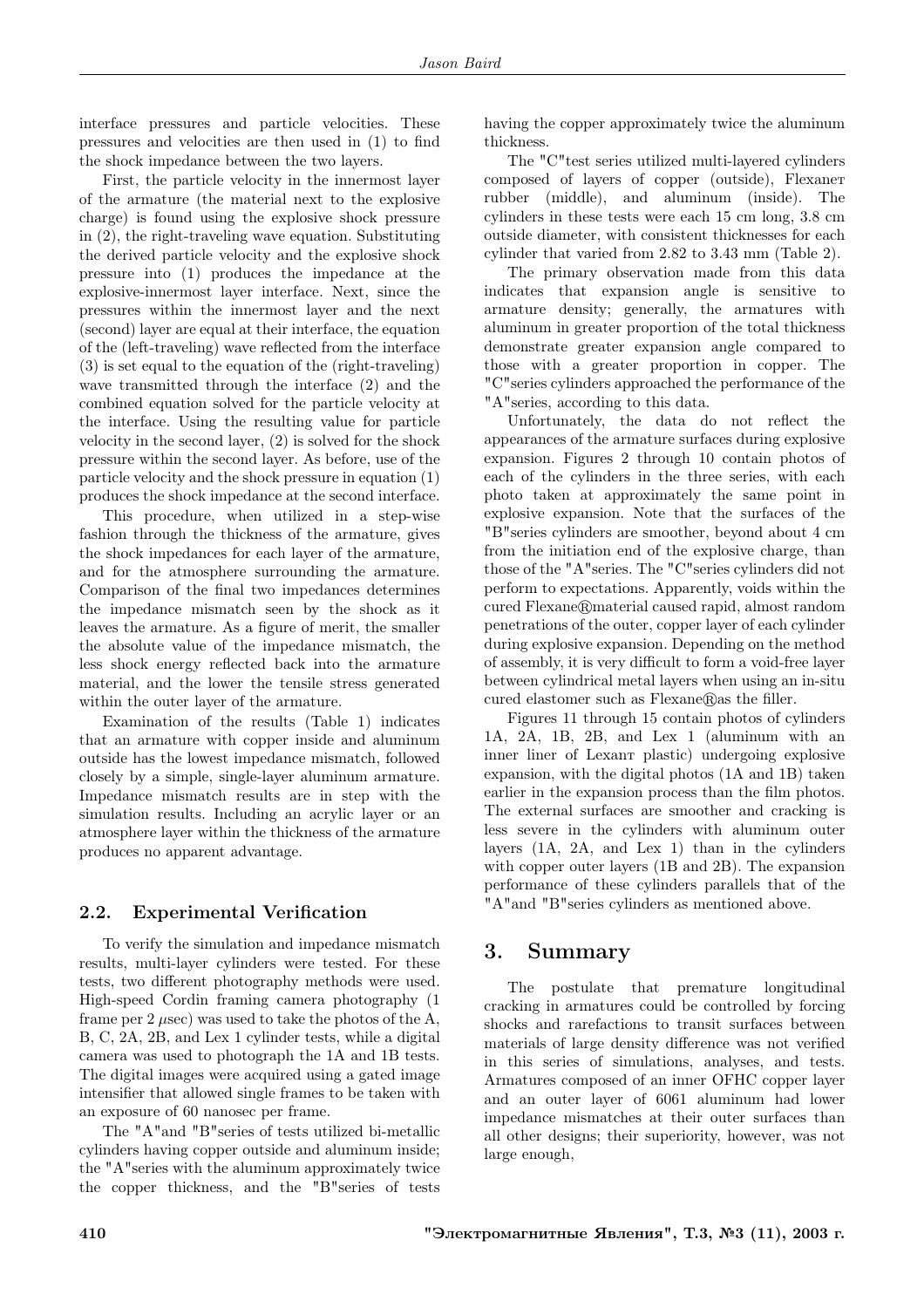interface pressures and particle velocities. These pressures and velocities are then used in (1) to find the shock impedance between the two layers.

First, the particle velocity in the innermost layer of the armature (the material next to the explosive charge) is found using the explosive shock pressure in (2), the right-traveling wave equation. Substituting the derived particle velocity and the explosive shock pressure into (1) produces the impedance at the explosive-innermost layer interface. Next, since the pressures within the innermost layer and the next (second) layer are equal at their interface, the equation of the (left-traveling) wave reflected from the interface (3) is set equal to the equation of the (right-traveling) wave transmitted through the interface (2) and the combined equation solved for the particle velocity at the interface. Using the resulting value for particle velocity in the second layer, (2) is solved for the shock pressure within the second layer. As before, use of the particle velocity and the shock pressure in equation (1) produces the shock impedance at the second interface.

This procedure, when utilized in a step-wise fashion through the thickness of the armature, gives the shock impedances for each layer of the armature, and for the atmosphere surrounding the armature. Comparison of the final two impedances determines the impedance mismatch seen by the shock as it leaves the armature. As a figure of merit, the smaller the absolute value of the impedance mismatch, the less shock energy reflected back into the armature material, and the lower the tensile stress generated within the outer layer of the armature.

Examination of the results (Table 1) indicates that an armature with copper inside and aluminum outside has the lowest impedance mismatch, followed closely by a simple, single-layer aluminum armature. Impedance mismatch results are in step with the simulation results. Including an acrylic layer or an atmosphere layer within the thickness of the armature produces no apparent advantage.

## 2.2. Experimental Verification

To verify the simulation and impedance mismatch results, multi-layer cylinders were tested. For these tests, two different photography methods were used. High-speed Cordin framing camera photography (1 frame per 2 $\mu$sec) was used to take the photos of the A, B, C, 2A, 2B, and Lex 1 cylinder tests, while a digital camera was used to photograph the 1A and 1B tests. The digital images were acquired using a gated image intensifier that allowed single frames to be taken with an exposure of 60 nanosec per frame.

The "A" and "B" series of tests utilized bi-metallic cylinders having copper outside and aluminum inside; the "A" series with the aluminum approximately twice the copper thickness, and the "B" series of tests having the copper approximately twice the aluminum thickness.

The "C" test series utilized multi-layered cylinders composed of layers of copper (outside), Flexane™ rubber (middle), and aluminum (inside). The cylinders in these tests were each 15 cm long, 3.8 cm outside diameter, with consistent thicknesses for each cylinder that varied from 2.82 to 3.43 mm (Table 2).

The primary observation made from this data indicates that expansion angle is sensitive to armature density; generally, the armatures with aluminum in greater proportion of the total thickness demonstrate greater expansion angle compared to those with a greater proportion in copper. The "C" series cylinders approached the performance of the "A" series, according to this data.

Unfortunately, the data do not reflect the appearances of the armature surfaces during explosive expansion. Figures 2 through 10 contain photos of each of the cylinders in the three series, with each photo taken at approximately the same point in explosive expansion. Note that the surfaces of the "B" series cylinders are smoother, beyond about 4 cm from the initiation end of the explosive charge, than those of the "A" series. The "C" series cylinders did not perform to expectations. Apparently, voids within the cured Flexane® material caused rapid, almost random penetrations of the outer, copper layer of each cylinder during explosive expansion. Depending on the method of assembly, it is very difficult to form a void-free layer between cylindrical metal layers when using an in-situ cured elastomer such as Flexane® as the filler.

Figures 11 through 15 contain photos of cylinders 1A, 2A, 1B, 2B, and Lex 1 (aluminum with an inner liner of Lexan™ plastic) undergoing explosive expansion, with the digital photos (1A and 1B) taken earlier in the expansion process than the film photos. The external surfaces are smoother and cracking is less severe in the cylinders with aluminum outer layers (1A, 2A, and Lex 1) than in the cylinders with copper outer layers (1B and 2B). The expansion performance of these cylinders parallels that of the "A" and "B" series cylinders as mentioned above.

# 3. Summary

The postulate that premature longitudinal cracking in armatures could be controlled by forcing shocks and rarefactions to transit surfaces between materials of large density difference was not verified in this series of simulations, analyses, and tests. Armatures composed of an inner OFHC copper layer and an outer layer of 6061 aluminum had lower impedance mismatches at their outer surfaces than all other designs; their superiority, however, was not large enough,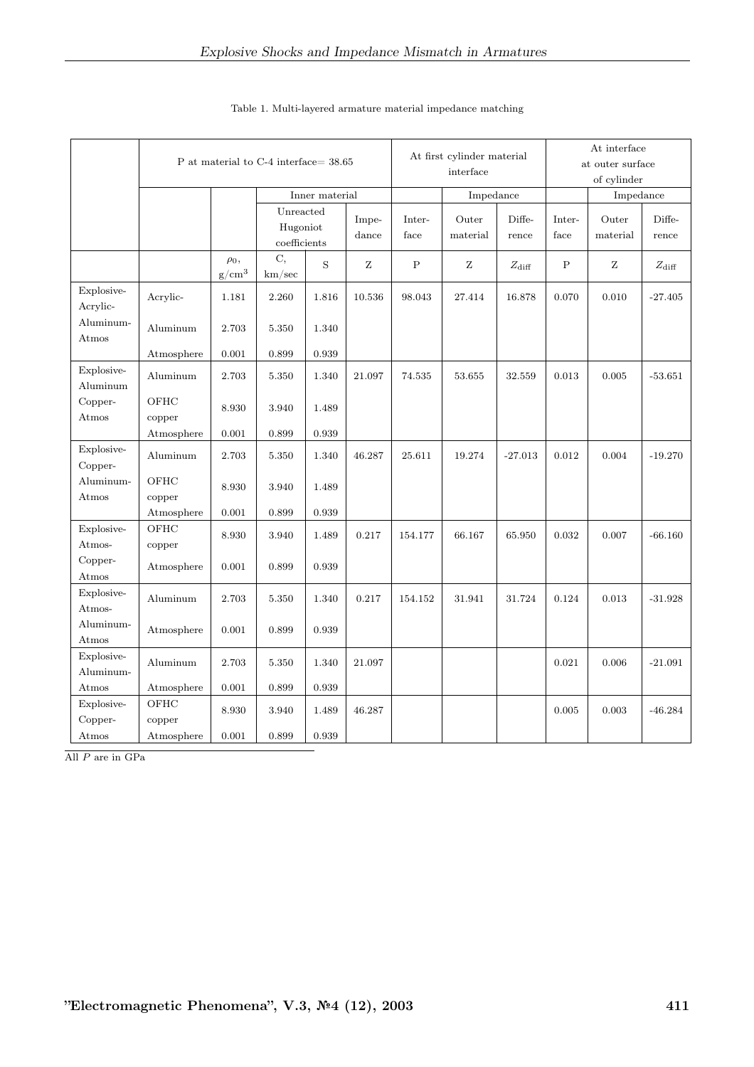Table 1. Multi-layered armature material impedance matching

| | P at material to C-4 interface= 38.65 | | | | | At first cylinder material interface | | | At interface at outer surface of cylinder | | |
|---|---|---|---|---|---|---|---|---|---|---|---|
| | | | Inner material | | | | Impedance | | | Impedance | |
| | | | Unreacted Hugoniot coefficients | | Impedance | Interface | Outer material | Difference | Interface | Outer material | Difference |
| | | $\rho_0$, g/cm$^3$ | C, km/sec | S | Z | P | Z | $Z_{\text{diff}}$ | P | Z | $Z_{\text{diff}}$ |
| Explosive-Acrylic-Aluminum-Atmos | Acrylic- | 1.181 | 2.260 | 1.816 | 10.536 | 98.043 | 27.414 | 16.878 | 0.070 | 0.010 | -27.405 |
| | Aluminum | 2.703 | 5.350 | 1.340 | | | | | | | |
| | Atmosphere | 0.001 | 0.899 | 0.939 | | | | | | | |
| Explosive-Aluminum Copper-Atmos | Aluminum | 2.703 | 5.350 | 1.340 | 21.097 | 74.535 | 53.655 | 32.559 | 0.013 | 0.005 | -53.651 |
| | OFHC copper | 8.930 | 3.940 | 1.489 | | | | | | | |
| | Atmosphere | 0.001 | 0.899 | 0.939 | | | | | | | |
| Explosive-Copper-Aluminum-Atmos | Aluminum | 2.703 | 5.350 | 1.340 | 46.287 | 25.611 | 19.274 | -27.013 | 0.012 | 0.004 | -19.270 |
| | OFHC copper | 8.930 | 3.940 | 1.489 | | | | | | | |
| | Atmosphere | 0.001 | 0.899 | 0.939 | | | | | | | |
| Explosive-Atmos-Copper-Atmos | OFHC copper | 8.930 | 3.940 | 1.489 | 0.217 | 154.177 | 66.167 | 65.950 | 0.032 | 0.007 | -66.160 |
| | Atmosphere | 0.001 | 0.899 | 0.939 | | | | | | | |
| Explosive-Atmos-Aluminum-Atmos | Aluminum | 2.703 | 5.350 | 1.340 | 0.217 | 154.152 | 31.941 | 31.724 | 0.124 | 0.013 | -31.928 |
| | Atmosphere | 0.001 | 0.899 | 0.939 | | | | | | | |
| Explosive-Aluminum-Atmos | Aluminum | 2.703 | 5.350 | 1.340 | 21.097 | | | | 0.021 | 0.006 | -21.091 |
| | Atmosphere | 0.001 | 0.899 | 0.939 | | | | | | | |
| Explosive-Copper-Atmos | OFHC copper | 8.930 | 3.940 | 1.489 | 46.287 | | | | 0.005 | 0.003 | -46.284 |
| | Atmosphere | 0.001 | 0.899 | 0.939 | | | | | | | |

All $P$ are in GPa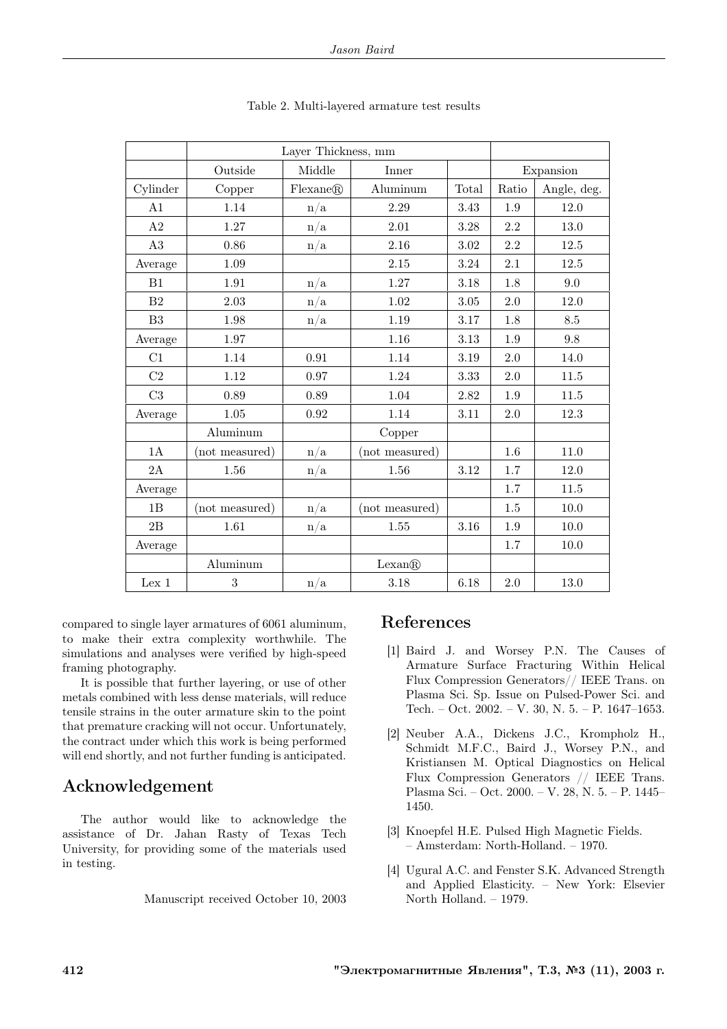Table 2. Multi-layered armature test results

| | Layer Thickness, mm | | | | | |
|---|---|---|---|---|---|---|
| | Outside | Middle | Inner | | Expansion | |
| Cylinder | Copper | Flexane® | Aluminum | Total | Ratio | Angle, deg. |
| A1 | 1.14 | n/a | 2.29 | 3.43 | 1.9 | 12.0 |
| A2 | 1.27 | n/a | 2.01 | 3.28 | 2.2 | 13.0 |
| A3 | 0.86 | n/a | 2.16 | 3.02 | 2.2 | 12.5 |
| Average | 1.09 | | 2.15 | 3.24 | 2.1 | 12.5 |
| B1 | 1.91 | n/a | 1.27 | 3.18 | 1.8 | 9.0 |
| B2 | 2.03 | n/a | 1.02 | 3.05 | 2.0 | 12.0 |
| B3 | 1.98 | n/a | 1.19 | 3.17 | 1.8 | 8.5 |
| Average | 1.97 | | 1.16 | 3.13 | 1.9 | 9.8 |
| C1 | 1.14 | 0.91 | 1.14 | 3.19 | 2.0 | 14.0 |
| C2 | 1.12 | 0.97 | 1.24 | 3.33 | 2.0 | 11.5 |
| C3 | 0.89 | 0.89 | 1.04 | 2.82 | 1.9 | 11.5 |
| Average | 1.05 | 0.92 | 1.14 | 3.11 | 2.0 | 12.3 |
| | Aluminum | | Copper | | | |
| 1A | (not measured) | n/a | (not measured) | | 1.6 | 11.0 |
| 2A | 1.56 | n/a | 1.56 | 3.12 | 1.7 | 12.0 |
| Average | | | | | 1.7 | 11.5 |
| 1B | (not measured) | n/a | (not measured) | | 1.5 | 10.0 |
| 2B | 1.61 | n/a | 1.55 | 3.16 | 1.9 | 10.0 |
| Average | | | | | 1.7 | 10.0 |
| | Aluminum | | Lexan® | | | |
| Lex 1 | 3 | n/a | 3.18 | 6.18 | 2.0 | 13.0 |

compared to single layer armatures of 6061 aluminum, to make their extra complexity worthwhile. The simulations and analyses were verified by high-speed framing photography.

It is possible that further layering, or use of other metals combined with less dense materials, will reduce tensile strains in the outer armature skin to the point that premature cracking will not occur. Unfortunately, the contract under which this work is being performed will end shortly, and not further funding is anticipated.

## Acknowledgement

The author would like to acknowledge the assistance of Dr. Jahan Rasty of Texas Tech University, for providing some of the materials used in testing.

Manuscript received October 10, 2003

## References

[1] Baird J. and Worsey P.N. The Causes of Armature Surface Fracturing Within Helical Flux Compression Generators// IEEE Trans. on Plasma Sci. Sp. Issue on Pulsed-Power Sci. and Tech. – Oct. 2002. – V. 30, N. 5. – P. 1647–1653.

[2] Neuber A.A., Dickens J.C., Krompholz H., Schmidt M.F.C., Baird J., Worsey P.N., and Kristiansen M. Optical Diagnostics on Helical Flux Compression Generators // IEEE Trans. Plasma Sci. – Oct. 2000. – V. 28, N. 5. – P. 1445–1450.

[3] Knoepfel H.E. Pulsed High Magnetic Fields. – Amsterdam: North-Holland. – 1970.

[4] Ugural A.C. and Fenster S.K. Advanced Strength and Applied Elasticity. – New York: Elsevier North Holland. – 1979.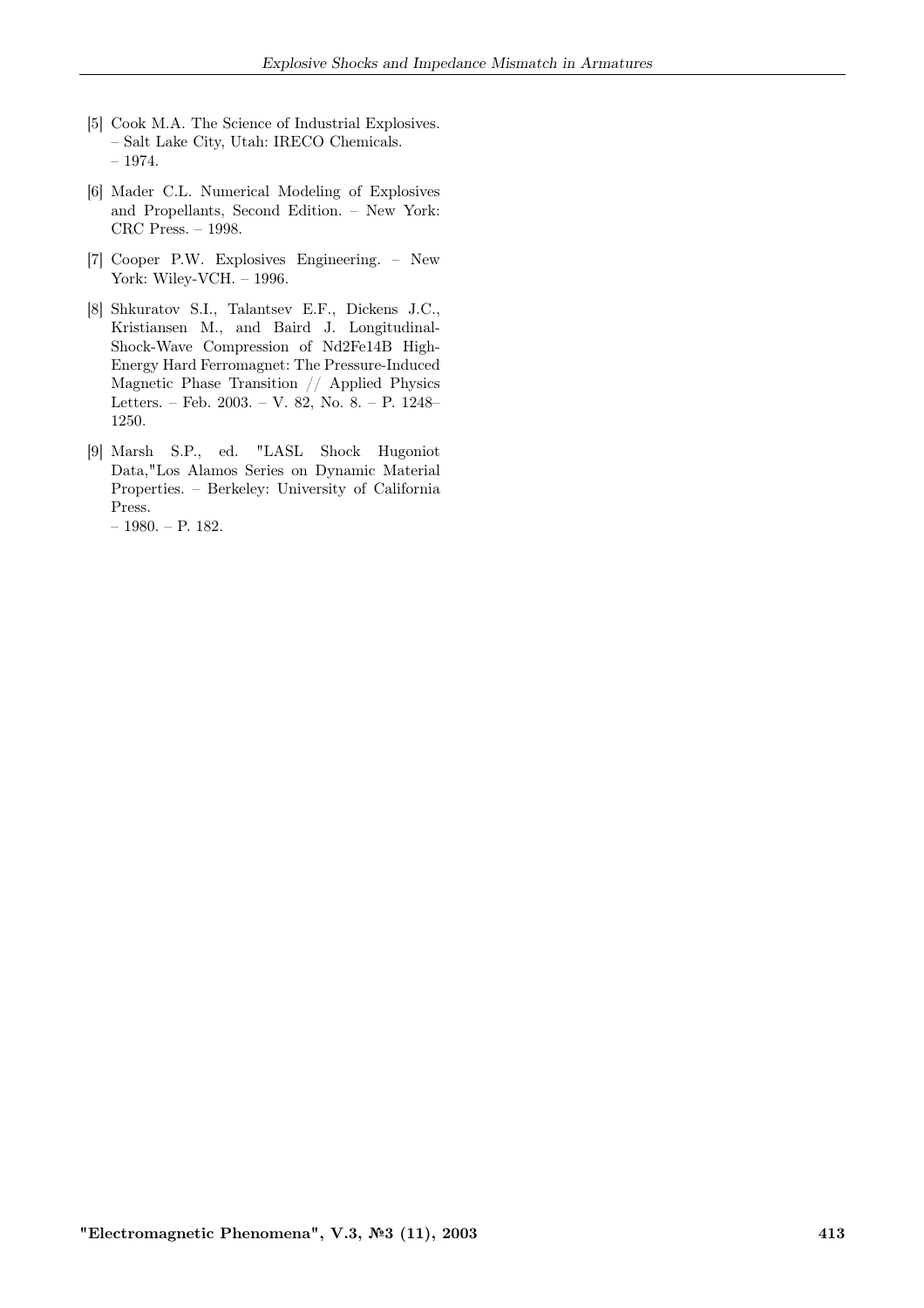[5] Cook M.A. The Science of Industrial Explosives. – Salt Lake City, Utah: IRECO Chemicals. – 1974.

[6] Mader C.L. Numerical Modeling of Explosives and Propellants, Second Edition. – New York: CRC Press. – 1998.

[7] Cooper P.W. Explosives Engineering. – New York: Wiley-VCH. – 1996.

[8] Shkuratov S.I., Talantsev E.F., Dickens J.C., Kristiansen M., and Baird J. Longitudinal-Shock-Wave Compression of Nd2Fe14B High-Energy Hard Ferromagnet: The Pressure-Induced Magnetic Phase Transition // Applied Physics Letters. – Feb. 2003. – V. 82, No. 8. – P. 1248–1250.

[9] Marsh S.P., ed. "LASL Shock Hugoniot Data,"Los Alamos Series on Dynamic Material Properties. – Berkeley: University of California Press. – 1980. – P. 182.